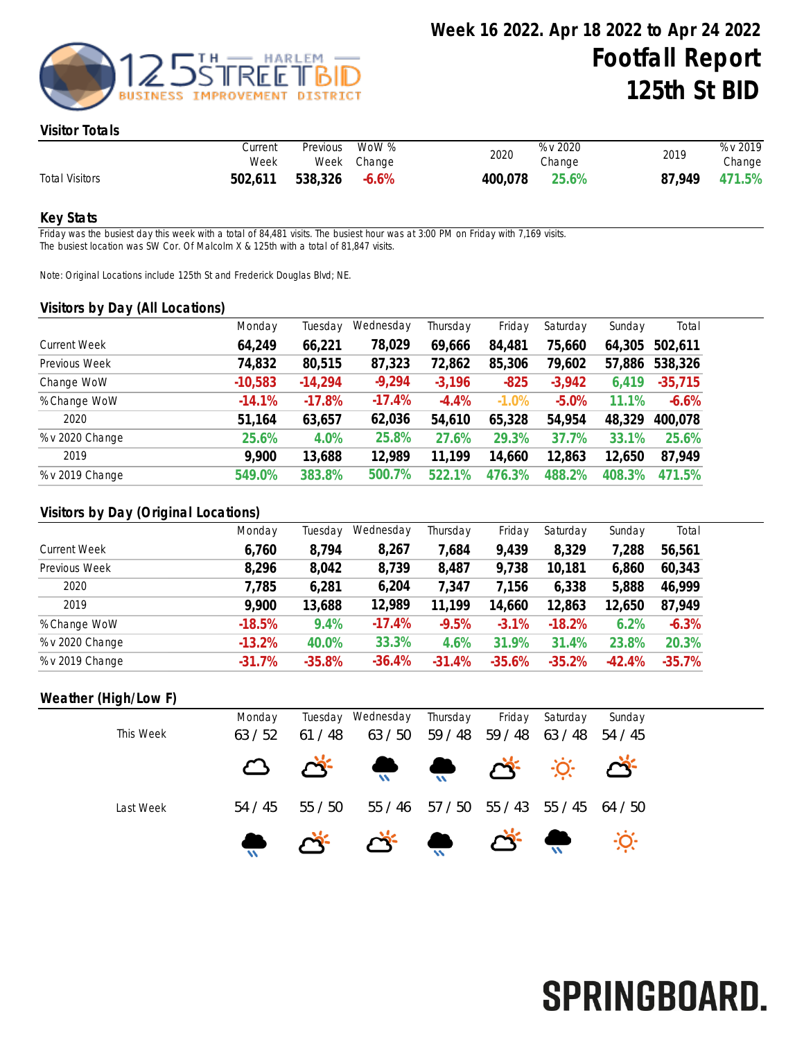# Week 16 2022. Apr 18 2022 to Apr 24 2022

# Footfall Report 125th St BID

## Visitor Totals

| | Current Week | Previous Week | WoW % Change | 2020 | % v 2020 Change | 2019 | % v 2019 Change |
|---|---|---|---|---|---|---|---|
| Total Visitors | **502,611** | **538,326** | **-6.6%** | **400,078** | **25.6%** | **87,949** | **471.5%** |

## Key Stats

Friday was the busiest day this week with a total of 84,481 visits. The busiest hour was at 3:00 PM on Friday with 7,169 visits.
The busiest location was SW Cor. Of Malcolm X & 125th with a total of 81,847 visits.

Note: Original Locations include 125th St and Frederick Douglas Blvd; NE.

## Visitors by Day (All Locations)

| | Monday | Tuesday | Wednesday | Thursday | Friday | Saturday | Sunday | Total |
|---|---|---|---|---|---|---|---|---|
| Current Week | **64,249** | **66,221** | **78,029** | **69,666** | **84,481** | **75,660** | **64,305** | **502,611** |
| Previous Week | **74,832** | **80,515** | **87,323** | **72,862** | **85,306** | **79,602** | **57,886** | **538,326** |
| Change WoW | **-10,583** | **-14,294** | **-9,294** | **-3,196** | **-825** | **-3,942** | **6,419** | **-35,715** |
| % Change WoW | **-14.1%** | **-17.8%** | **-17.4%** | **-4.4%** | **-1.0%** | **-5.0%** | **11.1%** | **-6.6%** |
| 2020 | **51,164** | **63,657** | **62,036** | **54,610** | **65,328** | **54,954** | **48,329** | **400,078** |
| % v 2020 Change | **25.6%** | **4.0%** | **25.8%** | **27.6%** | **29.3%** | **37.7%** | **33.1%** | **25.6%** |
| 2019 | **9,900** | **13,688** | **12,989** | **11,199** | **14,660** | **12,863** | **12,650** | **87,949** |
| % v 2019 Change | **549.0%** | **383.8%** | **500.7%** | **522.1%** | **476.3%** | **488.2%** | **408.3%** | **471.5%** |

## Visitors by Day (Original Locations)

| | Monday | Tuesday | Wednesday | Thursday | Friday | Saturday | Sunday | Total |
|---|---|---|---|---|---|---|---|---|
| Current Week | **6,760** | **8,794** | **8,267** | **7,684** | **9,439** | **8,329** | **7,288** | **56,561** |
| Previous Week | **8,296** | **8,042** | **8,739** | **8,487** | **9,738** | **10,181** | **6,860** | **60,343** |
| 2020 | **7,785** | **6,281** | **6,204** | **7,347** | **7,156** | **6,338** | **5,888** | **46,999** |
| 2019 | **9,900** | **13,688** | **12,989** | **11,199** | **14,660** | **12,863** | **12,650** | **87,949** |
| % Change WoW | **-18.5%** | **9.4%** | **-17.4%** | **-9.5%** | **-3.1%** | **-18.2%** | **6.2%** | **-6.3%** |
| % v 2020 Change | **-13.2%** | **40.0%** | **33.3%** | **4.6%** | **31.9%** | **31.4%** | **23.8%** | **20.3%** |
| % v 2019 Change | **-31.7%** | **-35.8%** | **-36.4%** | **-31.4%** | **-35.6%** | **-35.2%** | **-42.4%** | **-35.7%** |

## Weather (High/Low F)

| | Monday | Tuesday | Wednesday | Thursday | Friday | Saturday | Sunday |
|---|---|---|---|---|---|---|---|
| This Week | 63 / 52 | 61 / 48 | 63 / 50 | 59 / 48 | 59 / 48 | 63 / 48 | 54 / 45 |
| Last Week | 54 / 45 | 55 / 50 | 55 / 46 | 57 / 50 | 55 / 43 | 55 / 45 | 64 / 50 |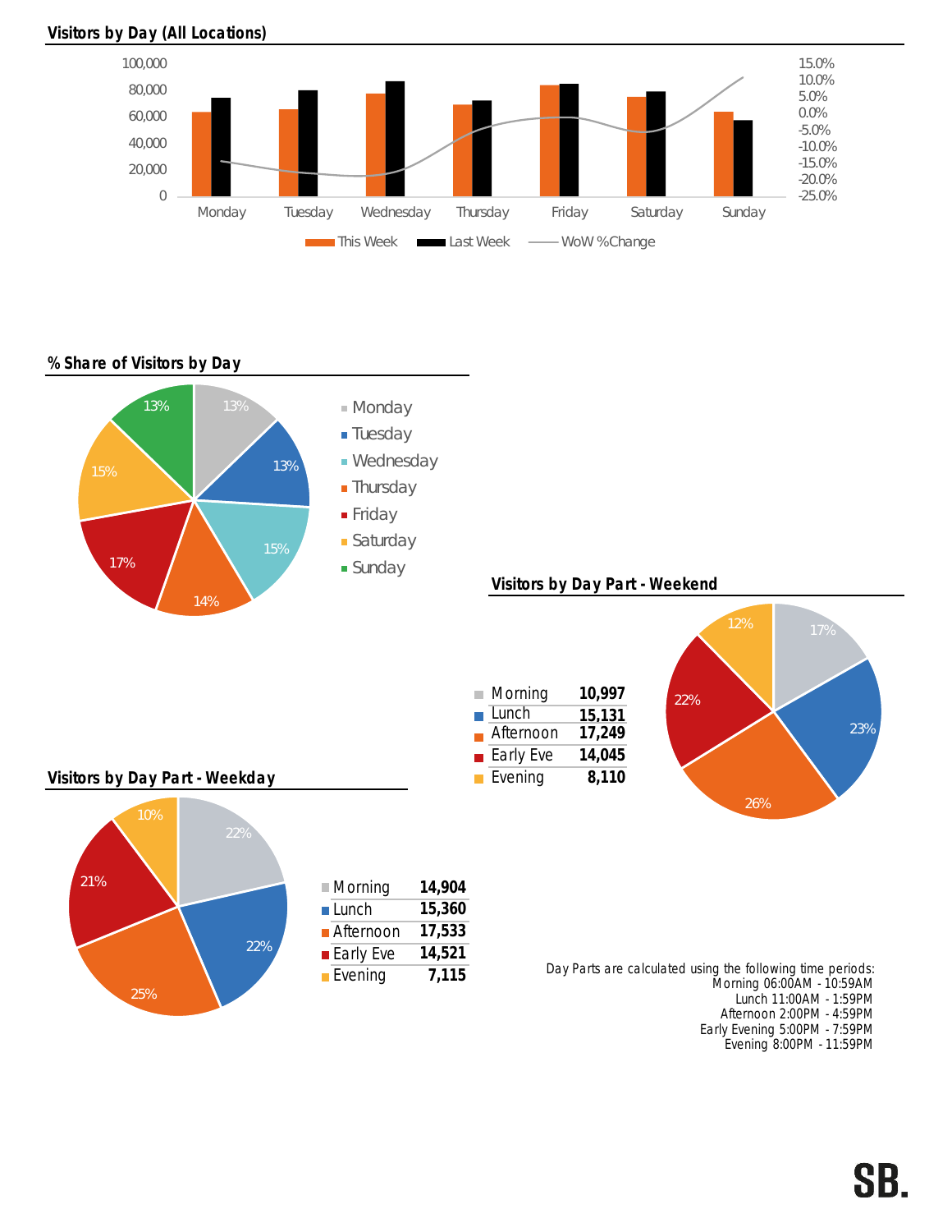## Visitors by Day (All Locations)

| Day | This Week | Last Week |
|---|---|---|
| Monday | | |
| Tuesday | | |
| Wednesday | | |
| Thursday | | |
| Friday | | |
| Saturday | | |
| Sunday | | |

This Week — Last Week — WoW %Change

## % Share of Visitors by Day

| Day | Share |
|---|---|
| Monday | 13% |
| Tuesday | 13% |
| Wednesday | 15% |
| Thursday | 14% |
| Friday | 17% |
| Saturday | 15% |
| Sunday | 13% |

## Visitors by Day Part - Weekend

| Day Part | Visitors | Share |
|---|---|---|
| Morning | 10,997 | 17% |
| Lunch | 15,131 | 23% |
| Afternoon | 17,249 | 26% |
| Early Eve | 14,045 | 22% |
| Evening | 8,110 | 12% |

## Visitors by Day Part - Weekday

| Day Part | Visitors | Share |
|---|---|---|
| Morning | 14,904 | 22% |
| Lunch | 15,360 | 22% |
| Afternoon | 17,533 | 25% |
| Early Eve | 14,521 | 21% |
| Evening | 7,115 | 10% |

Day Parts are calculated using the following time periods:
Morning 06:00AM - 10:59AM
Lunch 11:00AM - 1:59PM
Afternoon 2:00PM - 4:59PM
Early Evening 5:00PM - 7:59PM
Evening 8:00PM - 11:59PM

SB.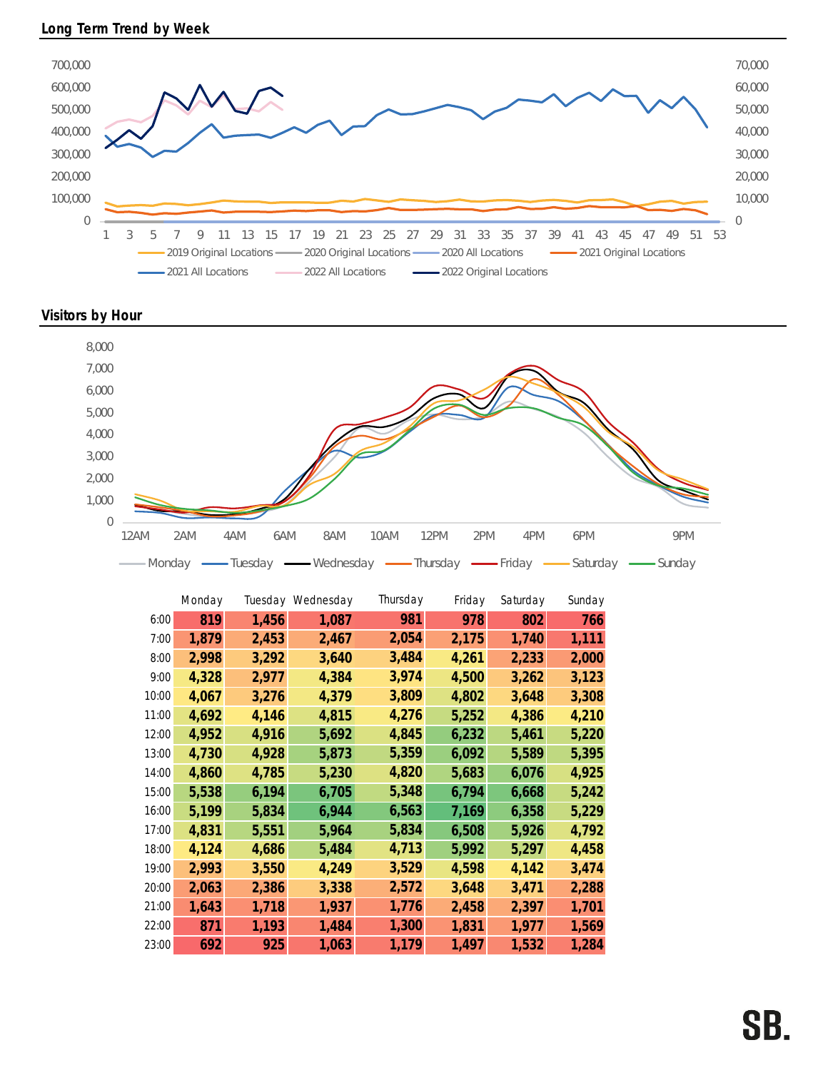## Long Term Trend by Week

## Visitors by Hour

| | Monday | Tuesday | Wednesday | Thursday | Friday | Saturday | Sunday |
|---|---|---|---|---|---|---|---|
| 6:00 | 819 | 1,456 | 1,087 | 981 | 978 | 802 | 766 |
| 7:00 | 1,879 | 2,453 | 2,467 | 2,054 | 2,175 | 1,740 | 1,111 |
| 8:00 | 2,998 | 3,292 | 3,640 | 3,484 | 4,261 | 2,233 | 2,000 |
| 9:00 | 4,328 | 2,977 | 4,384 | 3,974 | 4,500 | 3,262 | 3,123 |
| 10:00 | 4,067 | 3,276 | 4,379 | 3,809 | 4,802 | 3,648 | 3,308 |
| 11:00 | 4,692 | 4,146 | 4,815 | 4,276 | 5,252 | 4,386 | 4,210 |
| 12:00 | 4,952 | 4,916 | 5,692 | 4,845 | 6,232 | 5,461 | 5,220 |
| 13:00 | 4,730 | 4,928 | 5,873 | 5,359 | 6,092 | 5,589 | 5,395 |
| 14:00 | 4,860 | 4,785 | 5,230 | 4,820 | 5,683 | 6,076 | 4,925 |
| 15:00 | 5,538 | 6,194 | 6,705 | 5,348 | 6,794 | 6,668 | 5,242 |
| 16:00 | 5,199 | 5,834 | 6,944 | 6,563 | 7,169 | 6,358 | 5,229 |
| 17:00 | 4,831 | 5,551 | 5,964 | 5,834 | 6,508 | 5,926 | 4,792 |
| 18:00 | 4,124 | 4,686 | 5,484 | 4,713 | 5,992 | 5,297 | 4,458 |
| 19:00 | 2,993 | 3,550 | 4,249 | 3,529 | 4,598 | 4,142 | 3,474 |
| 20:00 | 2,063 | 2,386 | 3,338 | 2,572 | 3,648 | 3,471 | 2,288 |
| 21:00 | 1,643 | 1,718 | 1,937 | 1,776 | 2,458 | 2,397 | 1,701 |
| 22:00 | 871 | 1,193 | 1,484 | 1,300 | 1,831 | 1,977 | 1,569 |
| 23:00 | 692 | 925 | 1,063 | 1,179 | 1,497 | 1,532 | 1,284 |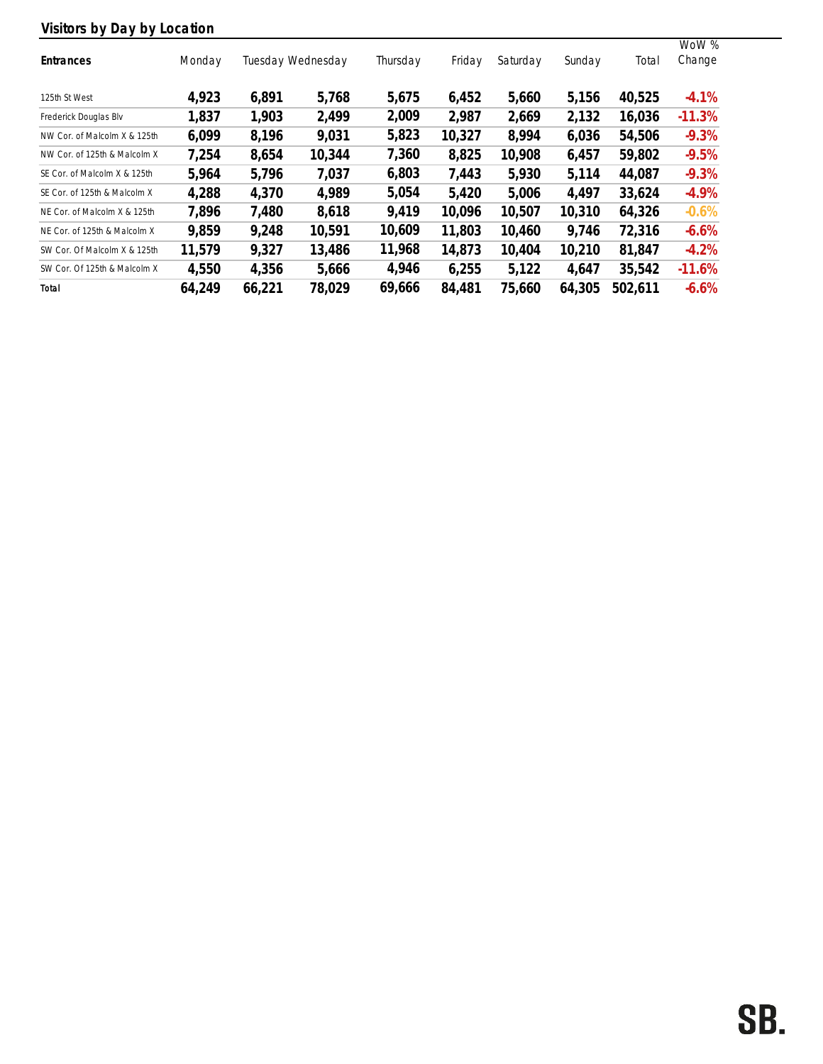## Visitors by Day by Location

| Entrances | Monday | Tuesday | Wednesday | Thursday | Friday | Saturday | Sunday | Total | WoW % Change |
|---|---|---|---|---|---|---|---|---|---|
| 125th St West | 4,923 | 6,891 | 5,768 | 5,675 | 6,452 | 5,660 | 5,156 | 40,525 | -4.1% |
| Frederick Douglas Blv | 1,837 | 1,903 | 2,499 | 2,009 | 2,987 | 2,669 | 2,132 | 16,036 | -11.3% |
| NW Cor. of Malcolm X & 125th | 6,099 | 8,196 | 9,031 | 5,823 | 10,327 | 8,994 | 6,036 | 54,506 | -9.3% |
| NW Cor. of 125th & Malcolm X | 7,254 | 8,654 | 10,344 | 7,360 | 8,825 | 10,908 | 6,457 | 59,802 | -9.5% |
| SE Cor. of Malcolm X & 125th | 5,964 | 5,796 | 7,037 | 6,803 | 7,443 | 5,930 | 5,114 | 44,087 | -9.3% |
| SE Cor. of 125th & Malcolm X | 4,288 | 4,370 | 4,989 | 5,054 | 5,420 | 5,006 | 4,497 | 33,624 | -4.9% |
| NE Cor. of Malcolm X & 125th | 7,896 | 7,480 | 8,618 | 9,419 | 10,096 | 10,507 | 10,310 | 64,326 | -0.6% |
| NE Cor. of 125th & Malcolm X | 9,859 | 9,248 | 10,591 | 10,609 | 11,803 | 10,460 | 9,746 | 72,316 | -6.6% |
| SW Cor. Of Malcolm X & 125th | 11,579 | 9,327 | 13,486 | 11,968 | 14,873 | 10,404 | 10,210 | 81,847 | -4.2% |
| SW Cor. Of 125th & Malcolm X | 4,550 | 4,356 | 5,666 | 4,946 | 6,255 | 5,122 | 4,647 | 35,542 | -11.6% |
| Total | 64,249 | 66,221 | 78,029 | 69,666 | 84,481 | 75,660 | 64,305 | 502,611 | -6.6% |

SB.